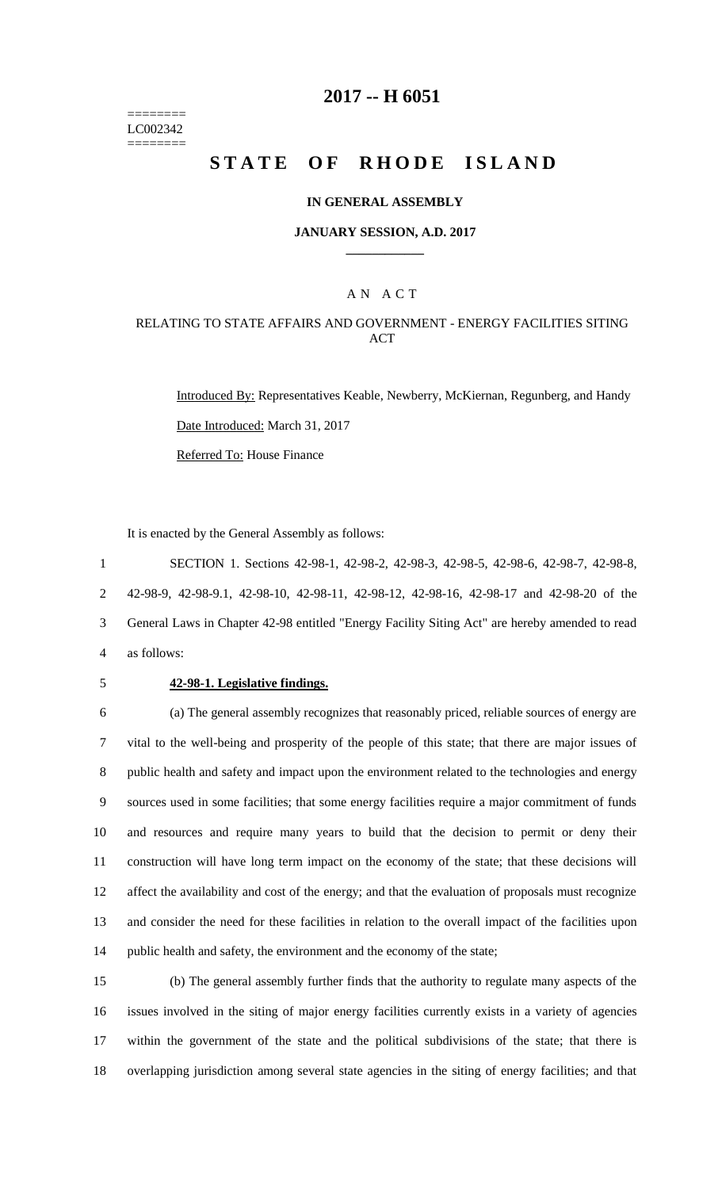========
LC002342
========

# 2017 -- H 6051

# STATE OF RHODE ISLAND

## IN GENERAL ASSEMBLY

### JANUARY SESSION, A.D. 2017

### AN ACT

RELATING TO STATE AFFAIRS AND GOVERNMENT - ENERGY FACILITIES SITING ACT

Introduced By: Representatives Keable, Newberry, McKiernan, Regunberg, and Handy

Date Introduced: March 31, 2017

Referred To: House Finance

It is enacted by the General Assembly as follows:

1 SECTION 1. Sections 42-98-1, 42-98-2, 42-98-3, 42-98-5, 42-98-6, 42-98-7, 42-98-8,
2 42-98-9, 42-98-9.1, 42-98-10, 42-98-11, 42-98-12, 42-98-16, 42-98-17 and 42-98-20 of the
3 General Laws in Chapter 42-98 entitled "Energy Facility Siting Act" are hereby amended to read
4 as follows:

5 **42-98-1. Legislative findings.**

6 (a) The general assembly recognizes that reasonably priced, reliable sources of energy are
7 vital to the well-being and prosperity of the people of this state; that there are major issues of
8 public health and safety and impact upon the environment related to the technologies and energy
9 sources used in some facilities; that some energy facilities require a major commitment of funds
10 and resources and require many years to build that the decision to permit or deny their
11 construction will have long term impact on the economy of the state; that these decisions will
12 affect the availability and cost of the energy; and that the evaluation of proposals must recognize
13 and consider the need for these facilities in relation to the overall impact of the facilities upon
14 public health and safety, the environment and the economy of the state;

15 (b) The general assembly further finds that the authority to regulate many aspects of the
16 issues involved in the siting of major energy facilities currently exists in a variety of agencies
17 within the government of the state and the political subdivisions of the state; that there is
18 overlapping jurisdiction among several state agencies in the siting of energy facilities; and that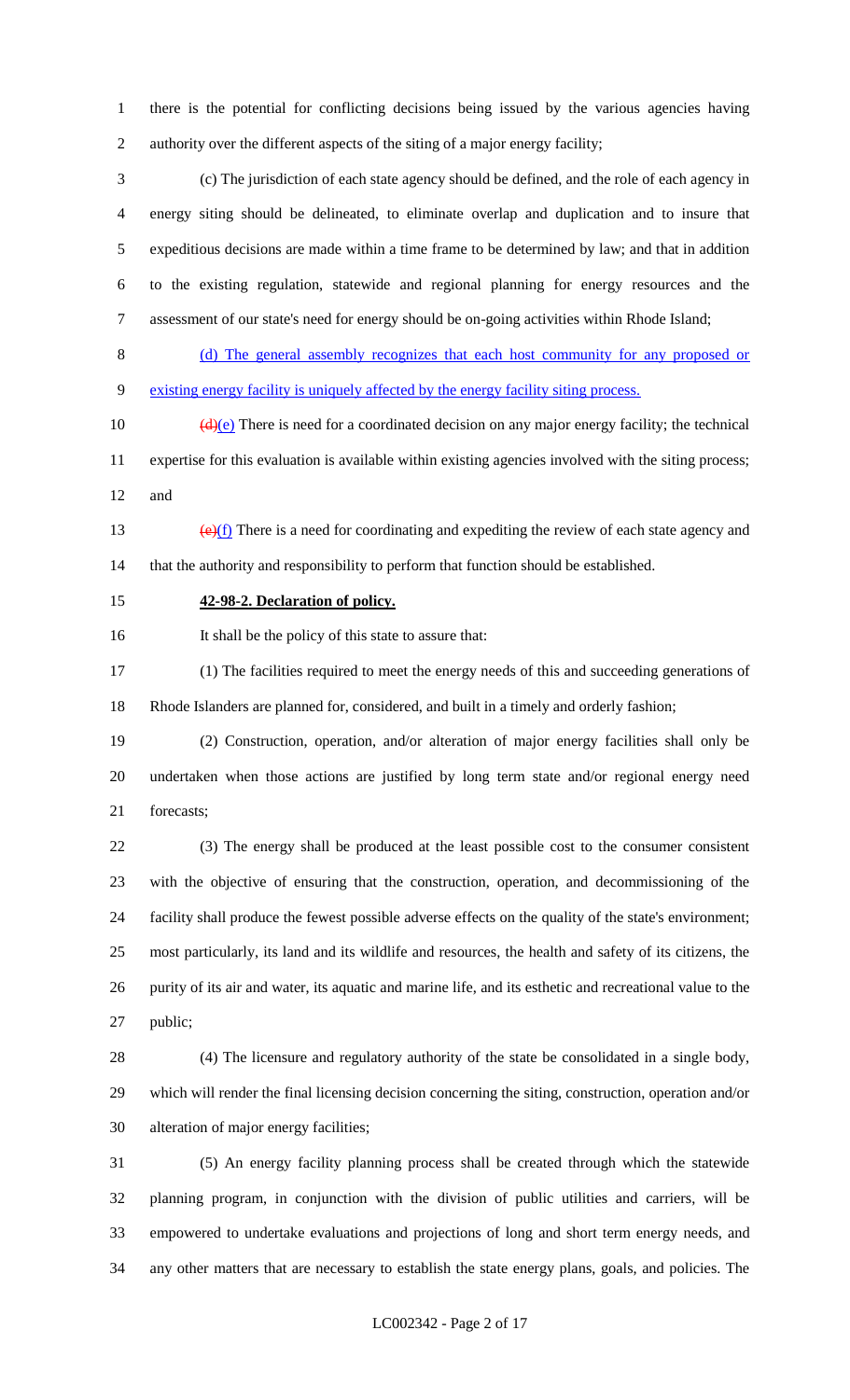there is the potential for conflicting decisions being issued by the various agencies having authority over the different aspects of the siting of a major energy facility;

(c) The jurisdiction of each state agency should be defined, and the role of each agency in energy siting should be delineated, to eliminate overlap and duplication and to insure that expeditious decisions are made within a time frame to be determined by law; and that in addition to the existing regulation, statewide and regional planning for energy resources and the assessment of our state's need for energy should be on-going activities within Rhode Island;

(d) The general assembly recognizes that each host community for any proposed or existing energy facility is uniquely affected by the energy facility siting process.

~~(d)~~(e) There is need for a coordinated decision on any major energy facility; the technical expertise for this evaluation is available within existing agencies involved with the siting process; and

~~(e)~~(f) There is a need for coordinating and expediting the review of each state agency and that the authority and responsibility to perform that function should be established.

**42-98-2. Declaration of policy.**

It shall be the policy of this state to assure that:

(1) The facilities required to meet the energy needs of this and succeeding generations of Rhode Islanders are planned for, considered, and built in a timely and orderly fashion;

(2) Construction, operation, and/or alteration of major energy facilities shall only be undertaken when those actions are justified by long term state and/or regional energy need forecasts;

(3) The energy shall be produced at the least possible cost to the consumer consistent with the objective of ensuring that the construction, operation, and decommissioning of the facility shall produce the fewest possible adverse effects on the quality of the state's environment; most particularly, its land and its wildlife and resources, the health and safety of its citizens, the purity of its air and water, its aquatic and marine life, and its esthetic and recreational value to the public;

(4) The licensure and regulatory authority of the state be consolidated in a single body, which will render the final licensing decision concerning the siting, construction, operation and/or alteration of major energy facilities;

(5) An energy facility planning process shall be created through which the statewide planning program, in conjunction with the division of public utilities and carriers, will be empowered to undertake evaluations and projections of long and short term energy needs, and any other matters that are necessary to establish the state energy plans, goals, and policies. The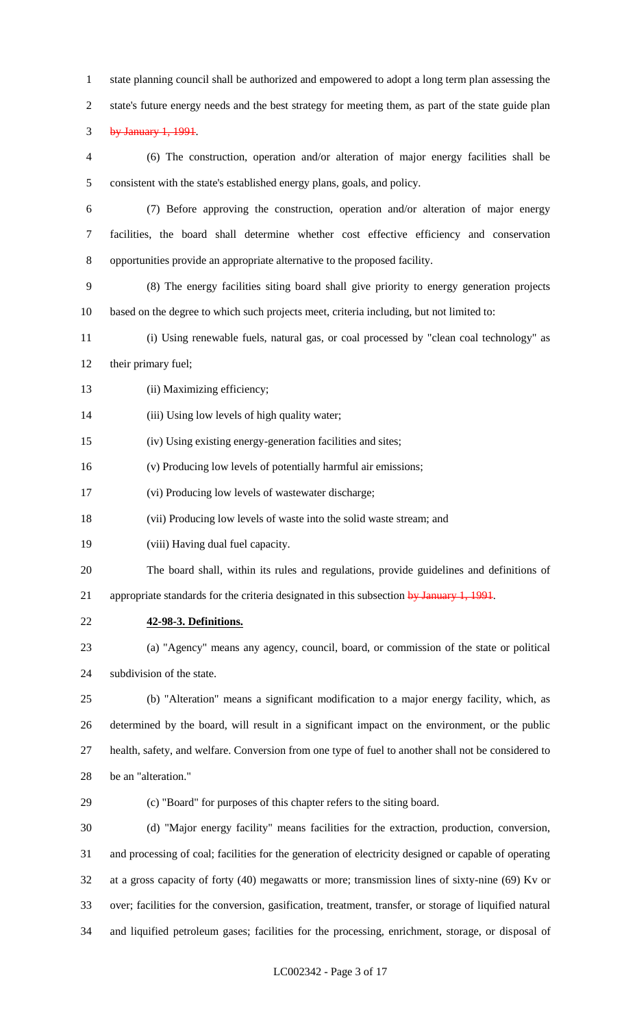state planning council shall be authorized and empowered to adopt a long term plan assessing the state's future energy needs and the best strategy for meeting them, as part of the state guide plan ~~by January 1, 1991~~.

(6) The construction, operation and/or alteration of major energy facilities shall be consistent with the state's established energy plans, goals, and policy.

(7) Before approving the construction, operation and/or alteration of major energy facilities, the board shall determine whether cost effective efficiency and conservation opportunities provide an appropriate alternative to the proposed facility.

(8) The energy facilities siting board shall give priority to energy generation projects based on the degree to which such projects meet, criteria including, but not limited to:

(i) Using renewable fuels, natural gas, or coal processed by "clean coal technology" as their primary fuel;

(ii) Maximizing efficiency;

(iii) Using low levels of high quality water;

(iv) Using existing energy-generation facilities and sites;

(v) Producing low levels of potentially harmful air emissions;

(vi) Producing low levels of wastewater discharge;

(vii) Producing low levels of waste into the solid waste stream; and

(viii) Having dual fuel capacity.

The board shall, within its rules and regulations, provide guidelines and definitions of appropriate standards for the criteria designated in this subsection ~~by January 1, 1991~~.

**42-98-3. Definitions.**

(a) "Agency" means any agency, council, board, or commission of the state or political subdivision of the state.

(b) "Alteration" means a significant modification to a major energy facility, which, as determined by the board, will result in a significant impact on the environment, or the public health, safety, and welfare. Conversion from one type of fuel to another shall not be considered to be an "alteration."

(c) "Board" for purposes of this chapter refers to the siting board.

(d) "Major energy facility" means facilities for the extraction, production, conversion, and processing of coal; facilities for the generation of electricity designed or capable of operating at a gross capacity of forty (40) megawatts or more; transmission lines of sixty-nine (69) Kv or over; facilities for the conversion, gasification, treatment, transfer, or storage of liquified natural and liquified petroleum gases; facilities for the processing, enrichment, storage, or disposal of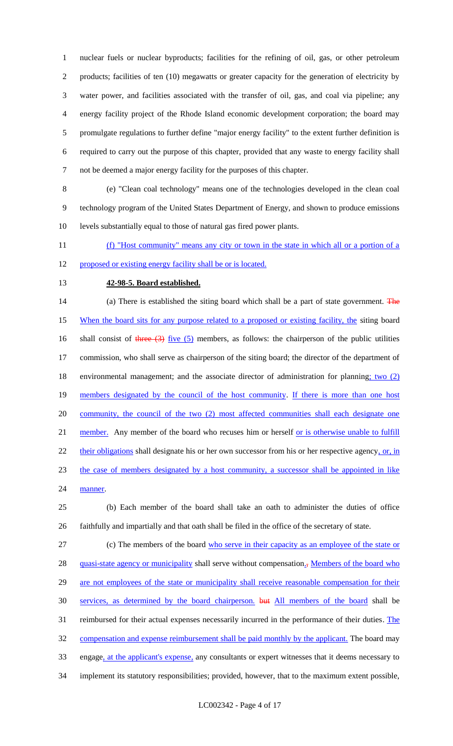nuclear fuels or nuclear byproducts; facilities for the refining of oil, gas, or other petroleum products; facilities of ten (10) megawatts or greater capacity for the generation of electricity by water power, and facilities associated with the transfer of oil, gas, and coal via pipeline; any energy facility project of the Rhode Island economic development corporation; the board may promulgate regulations to further define "major energy facility" to the extent further definition is required to carry out the purpose of this chapter, provided that any waste to energy facility shall not be deemed a major energy facility for the purposes of this chapter.

(e) "Clean coal technology" means one of the technologies developed in the clean coal technology program of the United States Department of Energy, and shown to produce emissions levels substantially equal to those of natural gas fired power plants.

(f) "Host community" means any city or town in the state in which all or a portion of a proposed or existing energy facility shall be or is located.

**42-98-5. Board established.**

(a) There is established the siting board which shall be a part of state government. ~~The~~ When the board sits for any purpose related to a proposed or existing facility, the siting board shall consist of ~~three (3)~~ five (5) members, as follows: the chairperson of the public utilities commission, who shall serve as chairperson of the siting board; the director of the department of environmental management; and the associate director of administration for planning; two (2) members designated by the council of the host community. If there is more than one host community, the council of the two (2) most affected communities shall each designate one member. Any member of the board who recuses him or herself or is otherwise unable to fulfill their obligations shall designate his or her own successor from his or her respective agency, or, in the case of members designated by a host community, a successor shall be appointed in like manner.

(b) Each member of the board shall take an oath to administer the duties of office faithfully and impartially and that oath shall be filed in the office of the secretary of state.

(c) The members of the board who serve in their capacity as an employee of the state or quasi-state agency or municipality shall serve without compensation.~~,~~ Members of the board who are not employees of the state or municipality shall receive reasonable compensation for their services, as determined by the board chairperson. ~~but~~ All members of the board shall be reimbursed for their actual expenses necessarily incurred in the performance of their duties. The compensation and expense reimbursement shall be paid monthly by the applicant. The board may engage, at the applicant's expense, any consultants or expert witnesses that it deems necessary to implement its statutory responsibilities; provided, however, that to the maximum extent possible,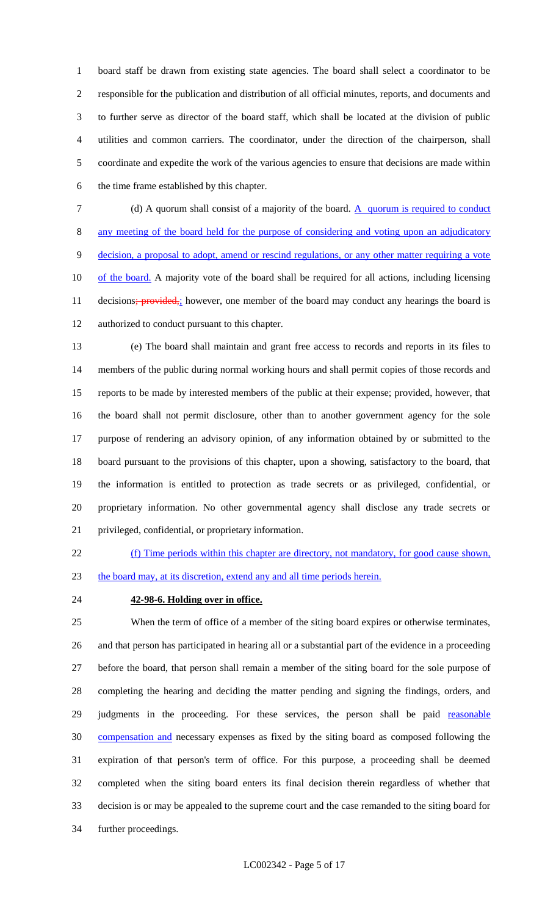board staff be drawn from existing state agencies. The board shall select a coordinator to be responsible for the publication and distribution of all official minutes, reports, and documents and to further serve as director of the board staff, which shall be located at the division of public utilities and common carriers. The coordinator, under the direction of the chairperson, shall coordinate and expedite the work of the various agencies to ensure that decisions are made within the time frame established by this chapter.

(d) A quorum shall consist of a majority of the board. A quorum is required to conduct any meeting of the board held for the purpose of considering and voting upon an adjudicatory decision, a proposal to adopt, amend or rescind regulations, or any other matter requiring a vote of the board. A majority vote of the board shall be required for all actions, including licensing decisions~~; provided,~~; however, one member of the board may conduct any hearings the board is authorized to conduct pursuant to this chapter.

(e) The board shall maintain and grant free access to records and reports in its files to members of the public during normal working hours and shall permit copies of those records and reports to be made by interested members of the public at their expense; provided, however, that the board shall not permit disclosure, other than to another government agency for the sole purpose of rendering an advisory opinion, of any information obtained by or submitted to the board pursuant to the provisions of this chapter, upon a showing, satisfactory to the board, that the information is entitled to protection as trade secrets or as privileged, confidential, or proprietary information. No other governmental agency shall disclose any trade secrets or privileged, confidential, or proprietary information.

(f) Time periods within this chapter are directory, not mandatory, for good cause shown, the board may, at its discretion, extend any and all time periods herein.

**42-98-6. Holding over in office.**

When the term of office of a member of the siting board expires or otherwise terminates, and that person has participated in hearing all or a substantial part of the evidence in a proceeding before the board, that person shall remain a member of the siting board for the sole purpose of completing the hearing and deciding the matter pending and signing the findings, orders, and judgments in the proceeding. For these services, the person shall be paid reasonable compensation and necessary expenses as fixed by the siting board as composed following the expiration of that person's term of office. For this purpose, a proceeding shall be deemed completed when the siting board enters its final decision therein regardless of whether that decision is or may be appealed to the supreme court and the case remanded to the siting board for further proceedings.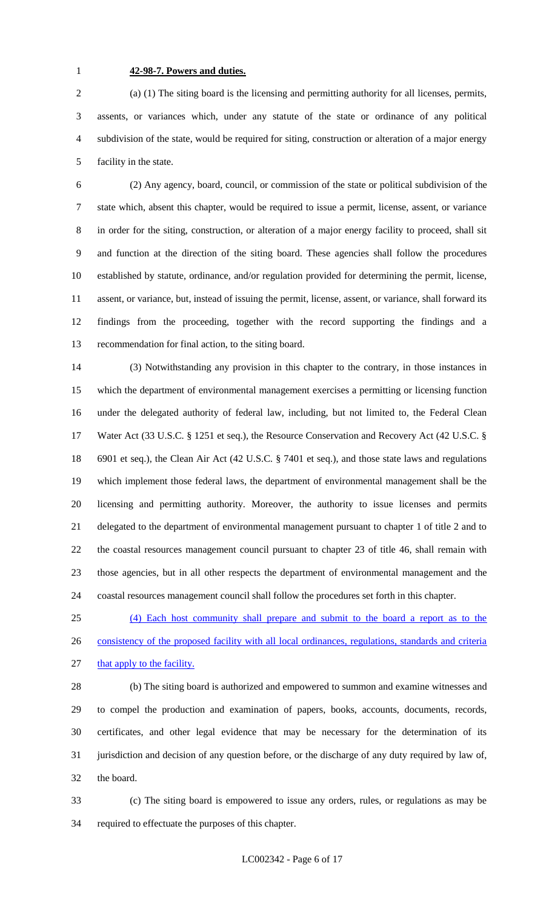**42-98-7. Powers and duties.**

(a) (1) The siting board is the licensing and permitting authority for all licenses, permits, assents, or variances which, under any statute of the state or ordinance of any political subdivision of the state, would be required for siting, construction or alteration of a major energy facility in the state.

(2) Any agency, board, council, or commission of the state or political subdivision of the state which, absent this chapter, would be required to issue a permit, license, assent, or variance in order for the siting, construction, or alteration of a major energy facility to proceed, shall sit and function at the direction of the siting board. These agencies shall follow the procedures established by statute, ordinance, and/or regulation provided for determining the permit, license, assent, or variance, but, instead of issuing the permit, license, assent, or variance, shall forward its findings from the proceeding, together with the record supporting the findings and a recommendation for final action, to the siting board.

(3) Notwithstanding any provision in this chapter to the contrary, in those instances in which the department of environmental management exercises a permitting or licensing function under the delegated authority of federal law, including, but not limited to, the Federal Clean Water Act (33 U.S.C. § 1251 et seq.), the Resource Conservation and Recovery Act (42 U.S.C. § 6901 et seq.), the Clean Air Act (42 U.S.C. § 7401 et seq.), and those state laws and regulations which implement those federal laws, the department of environmental management shall be the licensing and permitting authority. Moreover, the authority to issue licenses and permits delegated to the department of environmental management pursuant to chapter 1 of title 2 and to the coastal resources management council pursuant to chapter 23 of title 46, shall remain with those agencies, but in all other respects the department of environmental management and the coastal resources management council shall follow the procedures set forth in this chapter.

(4) Each host community shall prepare and submit to the board a report as to the consistency of the proposed facility with all local ordinances, regulations, standards and criteria that apply to the facility.

(b) The siting board is authorized and empowered to summon and examine witnesses and to compel the production and examination of papers, books, accounts, documents, records, certificates, and other legal evidence that may be necessary for the determination of its jurisdiction and decision of any question before, or the discharge of any duty required by law of, the board.

(c) The siting board is empowered to issue any orders, rules, or regulations as may be required to effectuate the purposes of this chapter.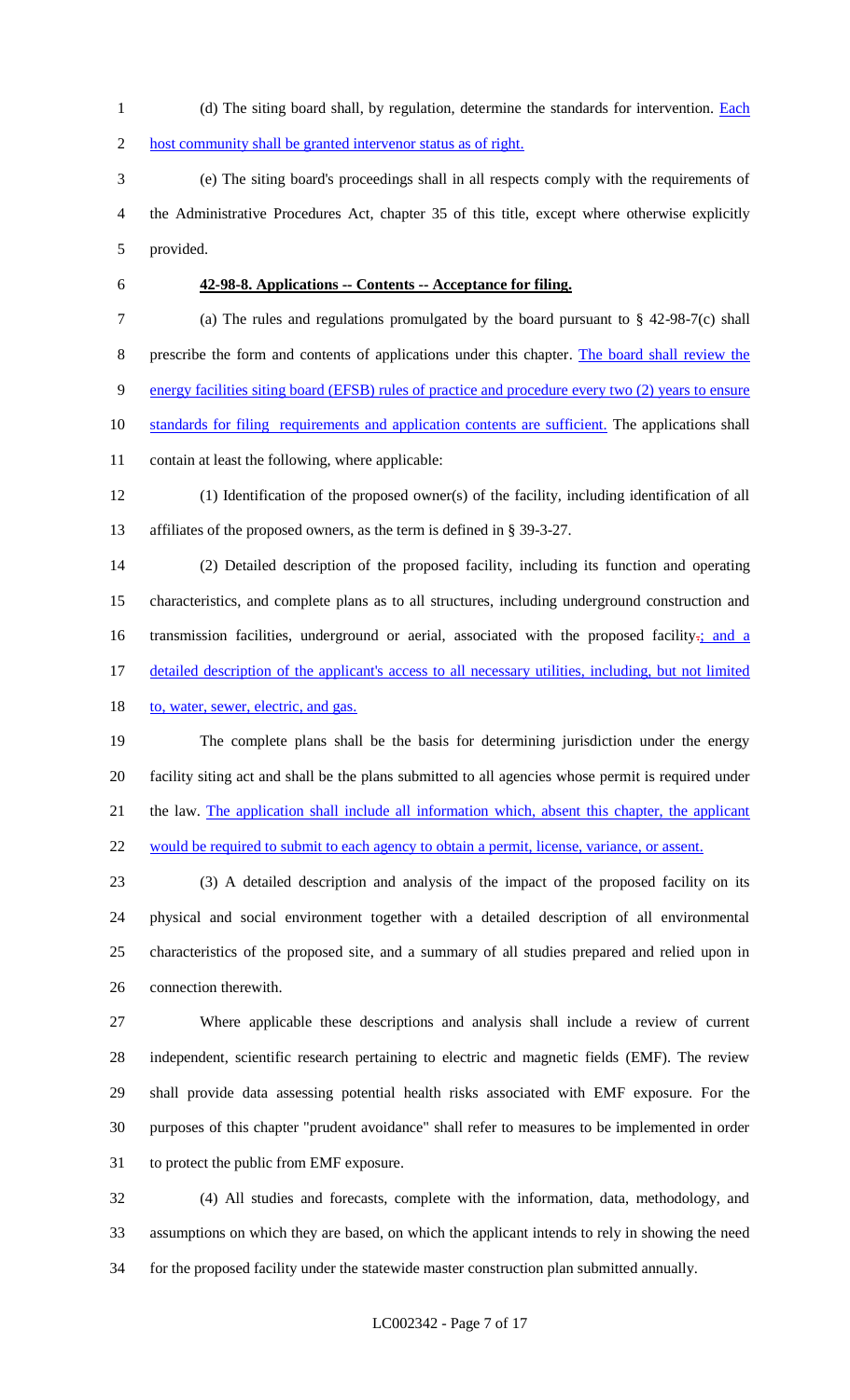(d) The siting board shall, by regulation, determine the standards for intervention. Each host community shall be granted intervenor status as of right.

(e) The siting board's proceedings shall in all respects comply with the requirements of the Administrative Procedures Act, chapter 35 of this title, except where otherwise explicitly provided.

**42-98-8. Applications -- Contents -- Acceptance for filing.**

(a) The rules and regulations promulgated by the board pursuant to § 42-98-7(c) shall prescribe the form and contents of applications under this chapter. The board shall review the energy facilities siting board (EFSB) rules of practice and procedure every two (2) years to ensure standards for filing requirements and application contents are sufficient. The applications shall contain at least the following, where applicable:

(1) Identification of the proposed owner(s) of the facility, including identification of all affiliates of the proposed owners, as the term is defined in § 39-3-27.

(2) Detailed description of the proposed facility, including its function and operating characteristics, and complete plans as to all structures, including underground construction and transmission facilities, underground or aerial, associated with the proposed facility.; and a detailed description of the applicant's access to all necessary utilities, including, but not limited to, water, sewer, electric, and gas.

The complete plans shall be the basis for determining jurisdiction under the energy facility siting act and shall be the plans submitted to all agencies whose permit is required under the law. The application shall include all information which, absent this chapter, the applicant would be required to submit to each agency to obtain a permit, license, variance, or assent.

(3) A detailed description and analysis of the impact of the proposed facility on its physical and social environment together with a detailed description of all environmental characteristics of the proposed site, and a summary of all studies prepared and relied upon in connection therewith.

Where applicable these descriptions and analysis shall include a review of current independent, scientific research pertaining to electric and magnetic fields (EMF). The review shall provide data assessing potential health risks associated with EMF exposure. For the purposes of this chapter "prudent avoidance" shall refer to measures to be implemented in order to protect the public from EMF exposure.

(4) All studies and forecasts, complete with the information, data, methodology, and assumptions on which they are based, on which the applicant intends to rely in showing the need for the proposed facility under the statewide master construction plan submitted annually.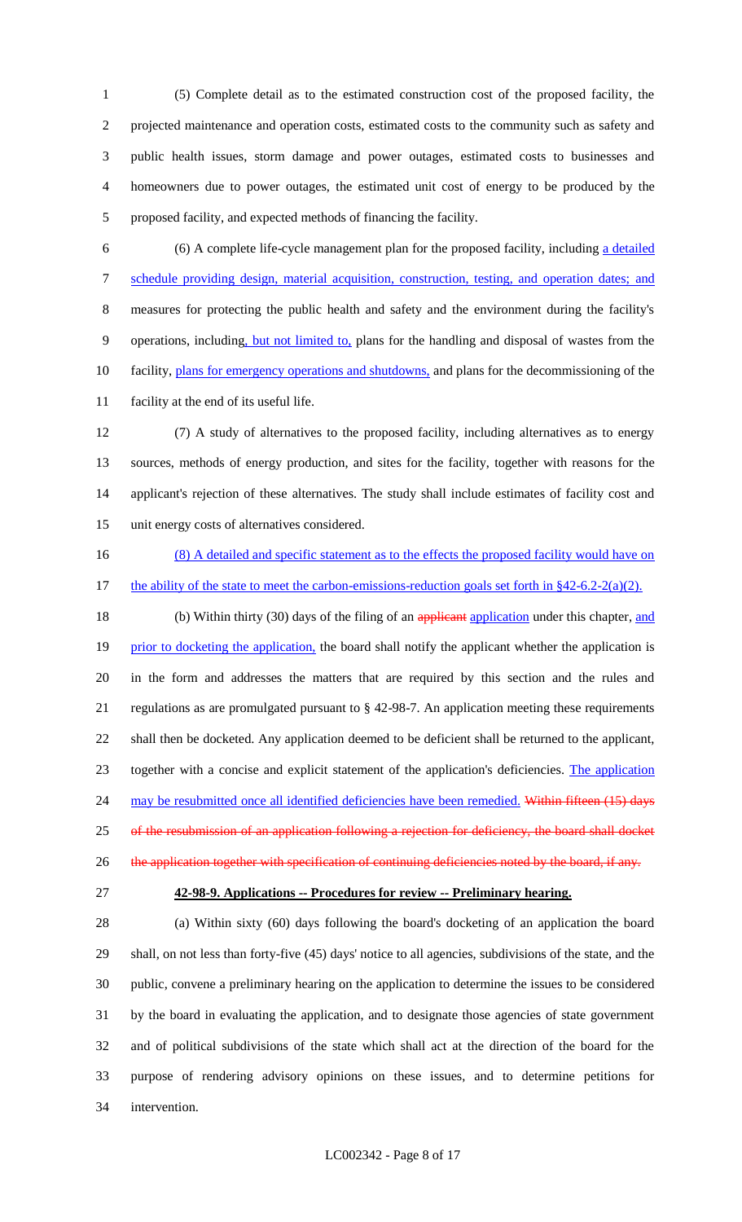(5) Complete detail as to the estimated construction cost of the proposed facility, the projected maintenance and operation costs, estimated costs to the community such as safety and public health issues, storm damage and power outages, estimated costs to businesses and homeowners due to power outages, the estimated unit cost of energy to be produced by the proposed facility, and expected methods of financing the facility.

(6) A complete life-cycle management plan for the proposed facility, including a detailed schedule providing design, material acquisition, construction, testing, and operation dates; and measures for protecting the public health and safety and the environment during the facility's operations, including, but not limited to, plans for the handling and disposal of wastes from the facility, plans for emergency operations and shutdowns, and plans for the decommissioning of the facility at the end of its useful life.

(7) A study of alternatives to the proposed facility, including alternatives as to energy sources, methods of energy production, and sites for the facility, together with reasons for the applicant's rejection of these alternatives. The study shall include estimates of facility cost and unit energy costs of alternatives considered.

(8) A detailed and specific statement as to the effects the proposed facility would have on the ability of the state to meet the carbon-emissions-reduction goals set forth in §42-6.2-2(a)(2).

(b) Within thirty (30) days of the filing of an ~~applicant~~ application under this chapter, and prior to docketing the application, the board shall notify the applicant whether the application is in the form and addresses the matters that are required by this section and the rules and regulations as are promulgated pursuant to § 42-98-7. An application meeting these requirements shall then be docketed. Any application deemed to be deficient shall be returned to the applicant, together with a concise and explicit statement of the application's deficiencies. The application may be resubmitted once all identified deficiencies have been remedied. ~~Within fifteen (15) days of the resubmission of an application following a rejection for deficiency, the board shall docket the application together with specification of continuing deficiencies noted by the board, if any.~~

**42-98-9. Applications -- Procedures for review -- Preliminary hearing.**

(a) Within sixty (60) days following the board's docketing of an application the board shall, on not less than forty-five (45) days' notice to all agencies, subdivisions of the state, and the public, convene a preliminary hearing on the application to determine the issues to be considered by the board in evaluating the application, and to designate those agencies of state government and of political subdivisions of the state which shall act at the direction of the board for the purpose of rendering advisory opinions on these issues, and to determine petitions for intervention.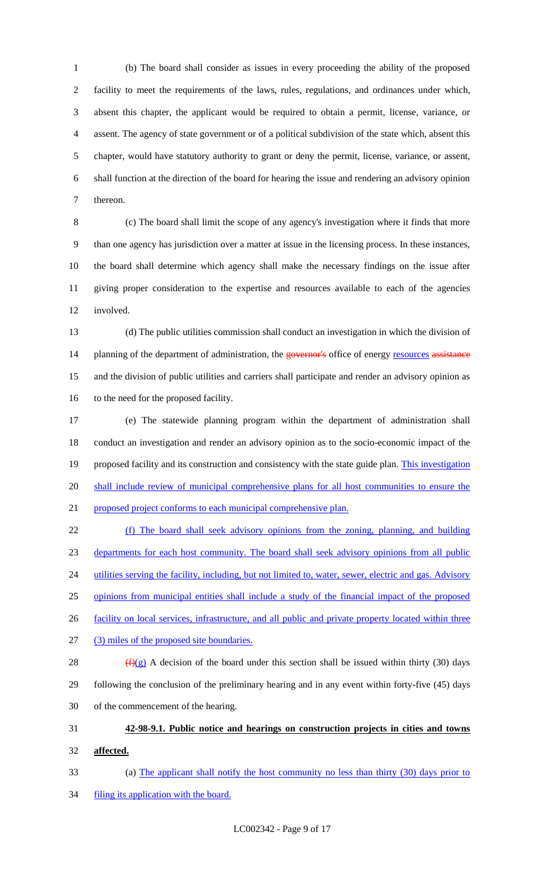(b) The board shall consider as issues in every proceeding the ability of the proposed facility to meet the requirements of the laws, rules, regulations, and ordinances under which, absent this chapter, the applicant would be required to obtain a permit, license, variance, or assent. The agency of state government or of a political subdivision of the state which, absent this chapter, would have statutory authority to grant or deny the permit, license, variance, or assent, shall function at the direction of the board for hearing the issue and rendering an advisory opinion thereon.

(c) The board shall limit the scope of any agency's investigation where it finds that more than one agency has jurisdiction over a matter at issue in the licensing process. In these instances, the board shall determine which agency shall make the necessary findings on the issue after giving proper consideration to the expertise and resources available to each of the agencies involved.

(d) The public utilities commission shall conduct an investigation in which the division of planning of the department of administration, the ~~governor's~~ office of energy resources ~~assistance~~ and the division of public utilities and carriers shall participate and render an advisory opinion as to the need for the proposed facility.

(e) The statewide planning program within the department of administration shall conduct an investigation and render an advisory opinion as to the socio-economic impact of the proposed facility and its construction and consistency with the state guide plan. This investigation shall include review of municipal comprehensive plans for all host communities to ensure the proposed project conforms to each municipal comprehensive plan.

(f) The board shall seek advisory opinions from the zoning, planning, and building departments for each host community. The board shall seek advisory opinions from all public utilities serving the facility, including, but not limited to, water, sewer, electric and gas. Advisory opinions from municipal entities shall include a study of the financial impact of the proposed facility on local services, infrastructure, and all public and private property located within three (3) miles of the proposed site boundaries.

~~(f)~~(g) A decision of the board under this section shall be issued within thirty (30) days following the conclusion of the preliminary hearing and in any event within forty-five (45) days of the commencement of the hearing.

**42-98-9.1. Public notice and hearings on construction projects in cities and towns affected.**

(a) The applicant shall notify the host community no less than thirty (30) days prior to filing its application with the board.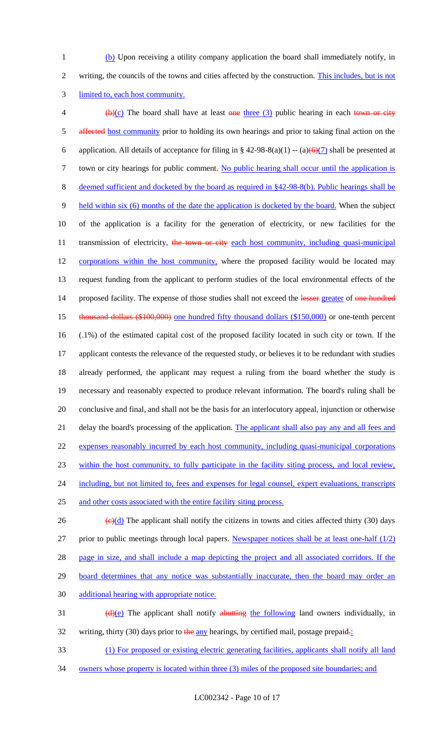(b) Upon receiving a utility company application the board shall immediately notify, in writing, the councils of the towns and cities affected by the construction. This includes, but is not limited to, each host community.

~~(b)~~(c) The board shall have at least ~~one~~ three (3) public hearing in each ~~town or city affected~~ host community prior to holding its own hearings and prior to taking final action on the application. All details of acceptance for filing in § 42-98-8(a)(1) -- (a)~~(6)~~(7) shall be presented at town or city hearings for public comment. No public hearing shall occur until the application is deemed sufficient and docketed by the board as required in §42-98-8(b). Public hearings shall be held within six (6) months of the date the application is docketed by the board. When the subject of the application is a facility for the generation of electricity, or new facilities for the transmission of electricity, ~~the town or city~~ each host community, including quasi-municipal corporations within the host community, where the proposed facility would be located may request funding from the applicant to perform studies of the local environmental effects of the proposed facility. The expense of those studies shall not exceed the ~~lesser~~ greater of ~~one hundred thousand dollars ($100,000)~~ one hundred fifty thousand dollars ($150,000) or one-tenth percent (.1%) of the estimated capital cost of the proposed facility located in such city or town. If the applicant contests the relevance of the requested study, or believes it to be redundant with studies already performed, the applicant may request a ruling from the board whether the study is necessary and reasonably expected to produce relevant information. The board's ruling shall be conclusive and final, and shall not be the basis for an interlocutory appeal, injunction or otherwise delay the board's processing of the application. The applicant shall also pay any and all fees and expenses reasonably incurred by each host community, including quasi-municipal corporations within the host community, to fully participate in the facility siting process, and local review, including, but not limited to, fees and expenses for legal counsel, expert evaluations, transcripts and other costs associated with the entire facility siting process.

~~(c)~~(d) The applicant shall notify the citizens in towns and cities affected thirty (30) days prior to public meetings through local papers. Newspaper notices shall be at least one-half (1/2) page in size, and shall include a map depicting the project and all associated corridors. If the board determines that any notice was substantially inaccurate, then the board may order an additional hearing with appropriate notice.

~~(d)~~(e) The applicant shall notify ~~abutting~~ the following land owners individually, in writing, thirty (30) days prior to ~~the~~ any hearings, by certified mail, postage prepaid~~.~~:

(1) For proposed or existing electric generating facilities, applicants shall notify all land owners whose property is located within three (3) miles of the proposed site boundaries; and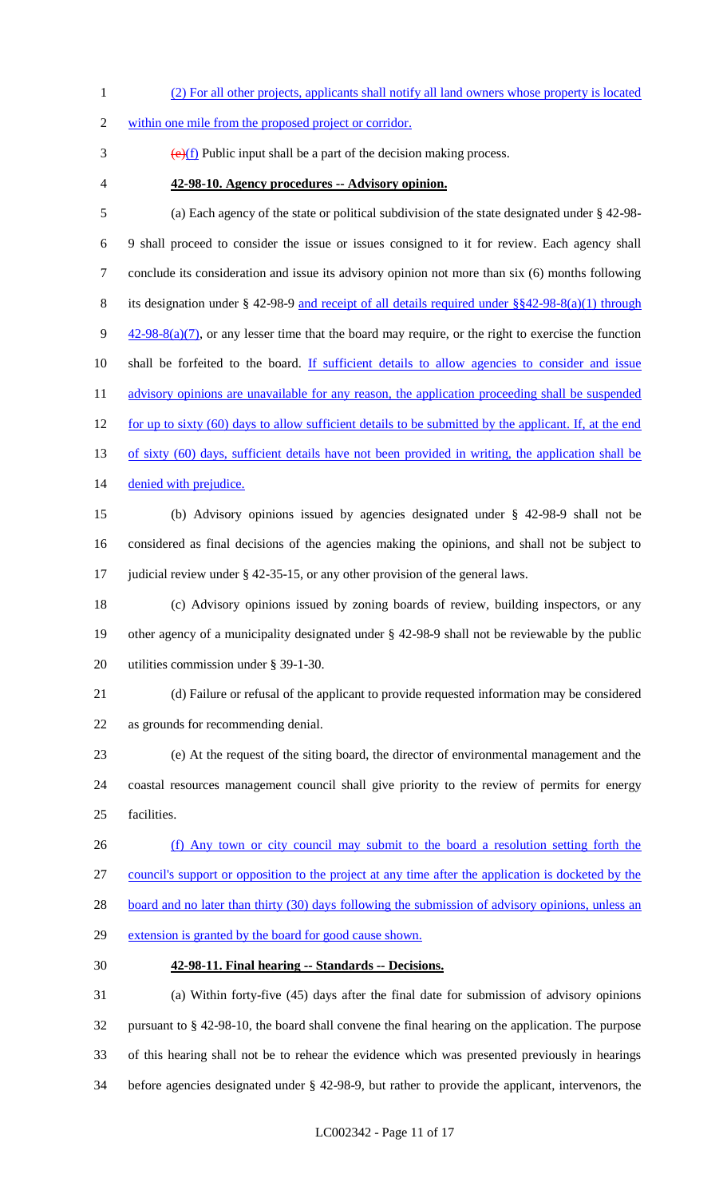(2) For all other projects, applicants shall notify all land owners whose property is located within one mile from the proposed project or corridor.

~~(e)~~(f) Public input shall be a part of the decision making process.

**42-98-10. Agency procedures -- Advisory opinion.**

(a) Each agency of the state or political subdivision of the state designated under § 42-98-9 shall proceed to consider the issue or issues consigned to it for review. Each agency shall conclude its consideration and issue its advisory opinion not more than six (6) months following its designation under § 42-98-9 and receipt of all details required under §§42-98-8(a)(1) through 42-98-8(a)(7), or any lesser time that the board may require, or the right to exercise the function shall be forfeited to the board. If sufficient details to allow agencies to consider and issue advisory opinions are unavailable for any reason, the application proceeding shall be suspended for up to sixty (60) days to allow sufficient details to be submitted by the applicant. If, at the end of sixty (60) days, sufficient details have not been provided in writing, the application shall be denied with prejudice.

(b) Advisory opinions issued by agencies designated under § 42-98-9 shall not be considered as final decisions of the agencies making the opinions, and shall not be subject to judicial review under § 42-35-15, or any other provision of the general laws.

(c) Advisory opinions issued by zoning boards of review, building inspectors, or any other agency of a municipality designated under § 42-98-9 shall not be reviewable by the public utilities commission under § 39-1-30.

(d) Failure or refusal of the applicant to provide requested information may be considered as grounds for recommending denial.

(e) At the request of the siting board, the director of environmental management and the coastal resources management council shall give priority to the review of permits for energy facilities.

(f) Any town or city council may submit to the board a resolution setting forth the council's support or opposition to the project at any time after the application is docketed by the board and no later than thirty (30) days following the submission of advisory opinions, unless an extension is granted by the board for good cause shown.

**42-98-11. Final hearing -- Standards -- Decisions.**

(a) Within forty-five (45) days after the final date for submission of advisory opinions pursuant to § 42-98-10, the board shall convene the final hearing on the application. The purpose of this hearing shall not be to rehear the evidence which was presented previously in hearings before agencies designated under § 42-98-9, but rather to provide the applicant, intervenors, the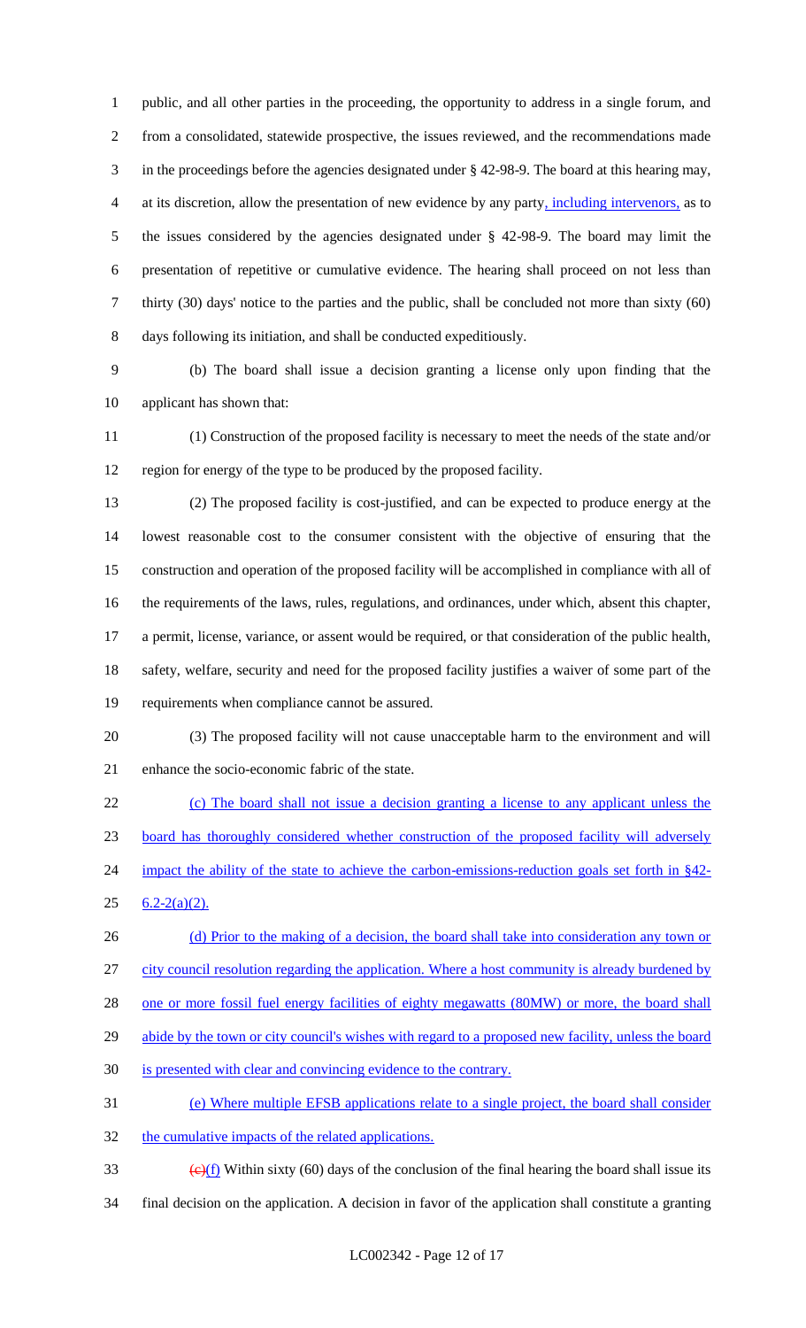public, and all other parties in the proceeding, the opportunity to address in a single forum, and from a consolidated, statewide prospective, the issues reviewed, and the recommendations made in the proceedings before the agencies designated under § 42-98-9. The board at this hearing may, at its discretion, allow the presentation of new evidence by any party, including intervenors, as to the issues considered by the agencies designated under § 42-98-9. The board may limit the presentation of repetitive or cumulative evidence. The hearing shall proceed on not less than thirty (30) days' notice to the parties and the public, shall be concluded not more than sixty (60) days following its initiation, and shall be conducted expeditiously.

(b) The board shall issue a decision granting a license only upon finding that the applicant has shown that:

(1) Construction of the proposed facility is necessary to meet the needs of the state and/or region for energy of the type to be produced by the proposed facility.

(2) The proposed facility is cost-justified, and can be expected to produce energy at the lowest reasonable cost to the consumer consistent with the objective of ensuring that the construction and operation of the proposed facility will be accomplished in compliance with all of the requirements of the laws, rules, regulations, and ordinances, under which, absent this chapter, a permit, license, variance, or assent would be required, or that consideration of the public health, safety, welfare, security and need for the proposed facility justifies a waiver of some part of the requirements when compliance cannot be assured.

(3) The proposed facility will not cause unacceptable harm to the environment and will enhance the socio-economic fabric of the state.

(c) The board shall not issue a decision granting a license to any applicant unless the board has thoroughly considered whether construction of the proposed facility will adversely impact the ability of the state to achieve the carbon-emissions-reduction goals set forth in §42-6.2-2(a)(2).

(d) Prior to the making of a decision, the board shall take into consideration any town or city council resolution regarding the application. Where a host community is already burdened by one or more fossil fuel energy facilities of eighty megawatts (80MW) or more, the board shall abide by the town or city council's wishes with regard to a proposed new facility, unless the board is presented with clear and convincing evidence to the contrary.

(e) Where multiple EFSB applications relate to a single project, the board shall consider the cumulative impacts of the related applications.

~~(c)~~(f) Within sixty (60) days of the conclusion of the final hearing the board shall issue its final decision on the application. A decision in favor of the application shall constitute a granting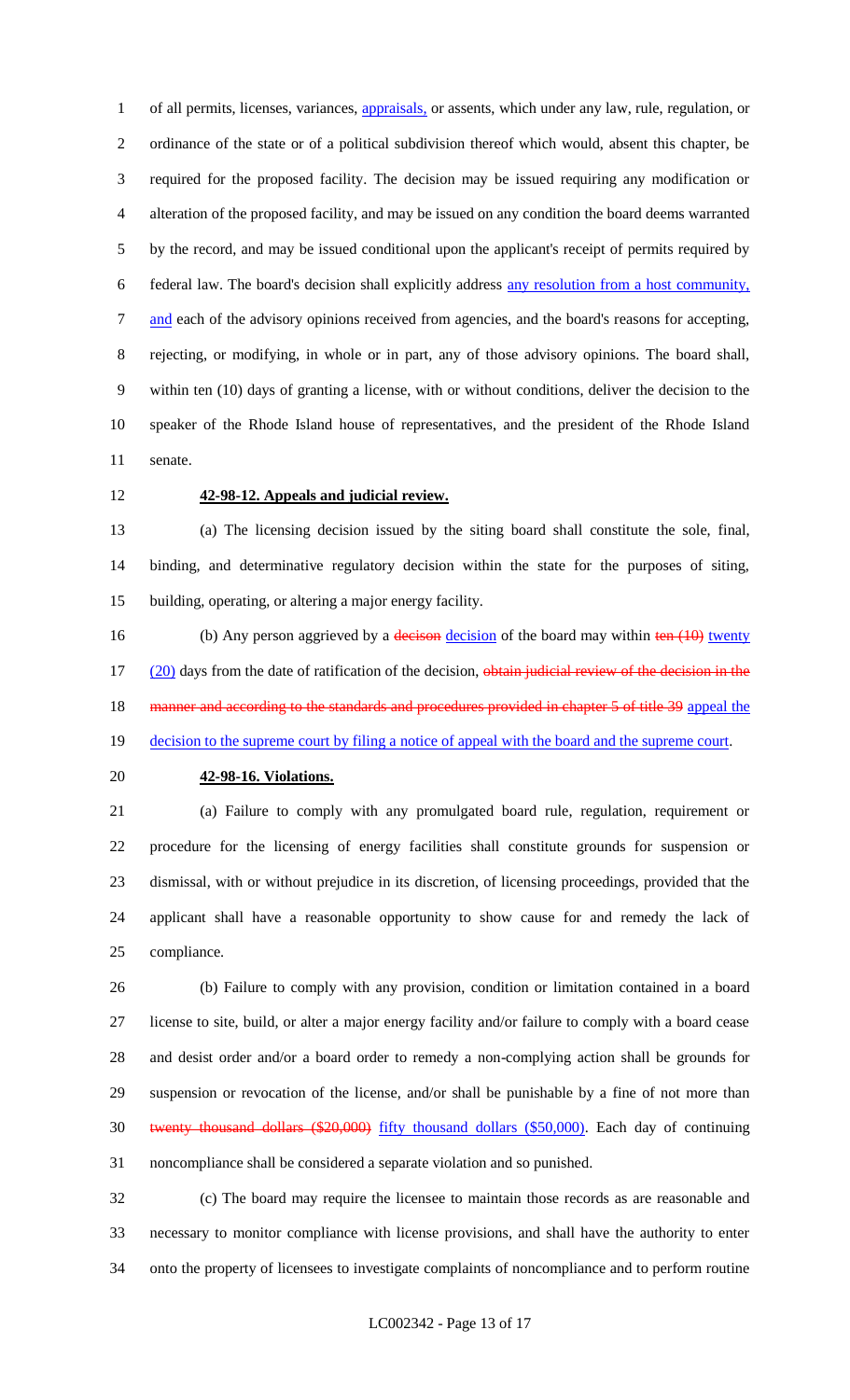of all permits, licenses, variances, appraisals, or assents, which under any law, rule, regulation, or ordinance of the state or of a political subdivision thereof which would, absent this chapter, be required for the proposed facility. The decision may be issued requiring any modification or alteration of the proposed facility, and may be issued on any condition the board deems warranted by the record, and may be issued conditional upon the applicant's receipt of permits required by federal law. The board's decision shall explicitly address any resolution from a host community, and each of the advisory opinions received from agencies, and the board's reasons for accepting, rejecting, or modifying, in whole or in part, any of those advisory opinions. The board shall, within ten (10) days of granting a license, with or without conditions, deliver the decision to the speaker of the Rhode Island house of representatives, and the president of the Rhode Island senate.

**42-98-12. Appeals and judicial review.**

(a) The licensing decision issued by the siting board shall constitute the sole, final, binding, and determinative regulatory decision within the state for the purposes of siting, building, operating, or altering a major energy facility.

(b) Any person aggrieved by a ~~decison~~ decision of the board may within ~~ten (10)~~ twenty (20) days from the date of ratification of the decision, ~~obtain judicial review of the decision in the manner and according to the standards and procedures provided in chapter 5 of title 39~~ appeal the decision to the supreme court by filing a notice of appeal with the board and the supreme court.

**42-98-16. Violations.**

(a) Failure to comply with any promulgated board rule, regulation, requirement or procedure for the licensing of energy facilities shall constitute grounds for suspension or dismissal, with or without prejudice in its discretion, of licensing proceedings, provided that the applicant shall have a reasonable opportunity to show cause for and remedy the lack of compliance.

(b) Failure to comply with any provision, condition or limitation contained in a board license to site, build, or alter a major energy facility and/or failure to comply with a board cease and desist order and/or a board order to remedy a non-complying action shall be grounds for suspension or revocation of the license, and/or shall be punishable by a fine of not more than ~~twenty thousand dollars ($20,000)~~ fifty thousand dollars ($50,000). Each day of continuing noncompliance shall be considered a separate violation and so punished.

(c) The board may require the licensee to maintain those records as are reasonable and necessary to monitor compliance with license provisions, and shall have the authority to enter onto the property of licensees to investigate complaints of noncompliance and to perform routine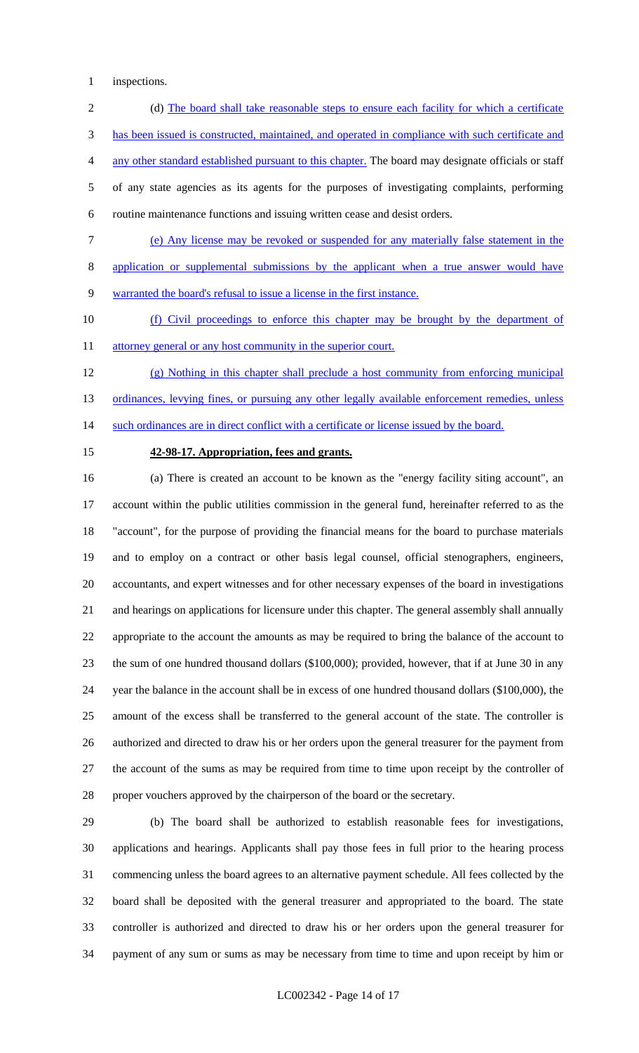inspections.

(d) The board shall take reasonable steps to ensure each facility for which a certificate has been issued is constructed, maintained, and operated in compliance with such certificate and any other standard established pursuant to this chapter. The board may designate officials or staff of any state agencies as its agents for the purposes of investigating complaints, performing routine maintenance functions and issuing written cease and desist orders.

(e) Any license may be revoked or suspended for any materially false statement in the application or supplemental submissions by the applicant when a true answer would have warranted the board's refusal to issue a license in the first instance.

(f) Civil proceedings to enforce this chapter may be brought by the department of attorney general or any host community in the superior court.

(g) Nothing in this chapter shall preclude a host community from enforcing municipal ordinances, levying fines, or pursuing any other legally available enforcement remedies, unless such ordinances are in direct conflict with a certificate or license issued by the board.

**42-98-17. Appropriation, fees and grants.**

(a) There is created an account to be known as the "energy facility siting account", an account within the public utilities commission in the general fund, hereinafter referred to as the "account", for the purpose of providing the financial means for the board to purchase materials and to employ on a contract or other basis legal counsel, official stenographers, engineers, accountants, and expert witnesses and for other necessary expenses of the board in investigations and hearings on applications for licensure under this chapter. The general assembly shall annually appropriate to the account the amounts as may be required to bring the balance of the account to the sum of one hundred thousand dollars ($100,000); provided, however, that if at June 30 in any year the balance in the account shall be in excess of one hundred thousand dollars ($100,000), the amount of the excess shall be transferred to the general account of the state. The controller is authorized and directed to draw his or her orders upon the general treasurer for the payment from the account of the sums as may be required from time to time upon receipt by the controller of proper vouchers approved by the chairperson of the board or the secretary.

(b) The board shall be authorized to establish reasonable fees for investigations, applications and hearings. Applicants shall pay those fees in full prior to the hearing process commencing unless the board agrees to an alternative payment schedule. All fees collected by the board shall be deposited with the general treasurer and appropriated to the board. The state controller is authorized and directed to draw his or her orders upon the general treasurer for payment of any sum or sums as may be necessary from time to time and upon receipt by him or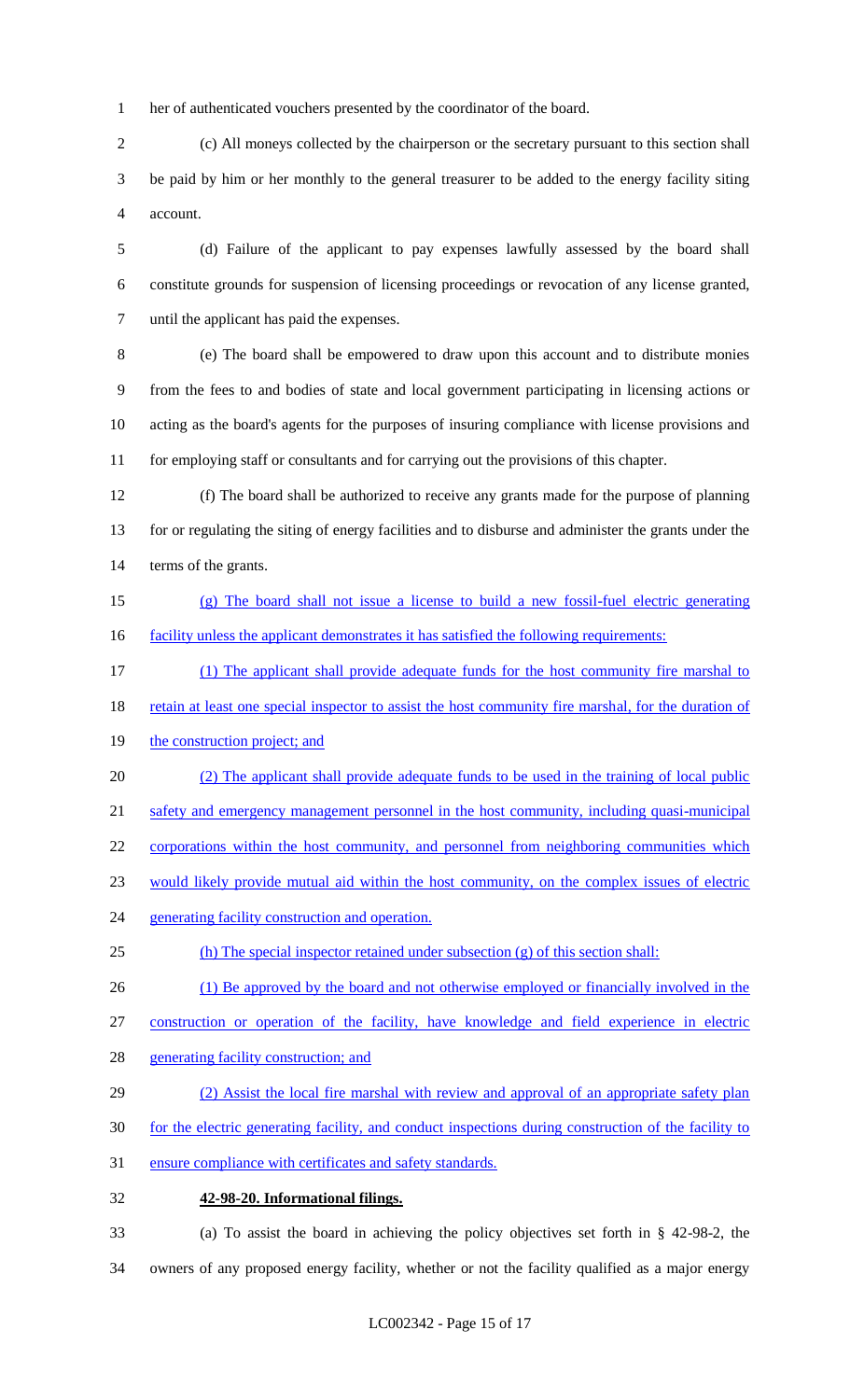her of authenticated vouchers presented by the coordinator of the board.

(c) All moneys collected by the chairperson or the secretary pursuant to this section shall be paid by him or her monthly to the general treasurer to be added to the energy facility siting account.

(d) Failure of the applicant to pay expenses lawfully assessed by the board shall constitute grounds for suspension of licensing proceedings or revocation of any license granted, until the applicant has paid the expenses.

(e) The board shall be empowered to draw upon this account and to distribute monies from the fees to and bodies of state and local government participating in licensing actions or acting as the board's agents for the purposes of insuring compliance with license provisions and for employing staff or consultants and for carrying out the provisions of this chapter.

(f) The board shall be authorized to receive any grants made for the purpose of planning for or regulating the siting of energy facilities and to disburse and administer the grants under the terms of the grants.

(g) The board shall not issue a license to build a new fossil-fuel electric generating facility unless the applicant demonstrates it has satisfied the following requirements:

(1) The applicant shall provide adequate funds for the host community fire marshal to retain at least one special inspector to assist the host community fire marshal, for the duration of the construction project; and

(2) The applicant shall provide adequate funds to be used in the training of local public safety and emergency management personnel in the host community, including quasi-municipal corporations within the host community, and personnel from neighboring communities which would likely provide mutual aid within the host community, on the complex issues of electric generating facility construction and operation.

(h) The special inspector retained under subsection (g) of this section shall:

(1) Be approved by the board and not otherwise employed or financially involved in the construction or operation of the facility, have knowledge and field experience in electric generating facility construction; and

(2) Assist the local fire marshal with review and approval of an appropriate safety plan for the electric generating facility, and conduct inspections during construction of the facility to ensure compliance with certificates and safety standards.

**42-98-20. Informational filings.**

(a) To assist the board in achieving the policy objectives set forth in § 42-98-2, the owners of any proposed energy facility, whether or not the facility qualified as a major energy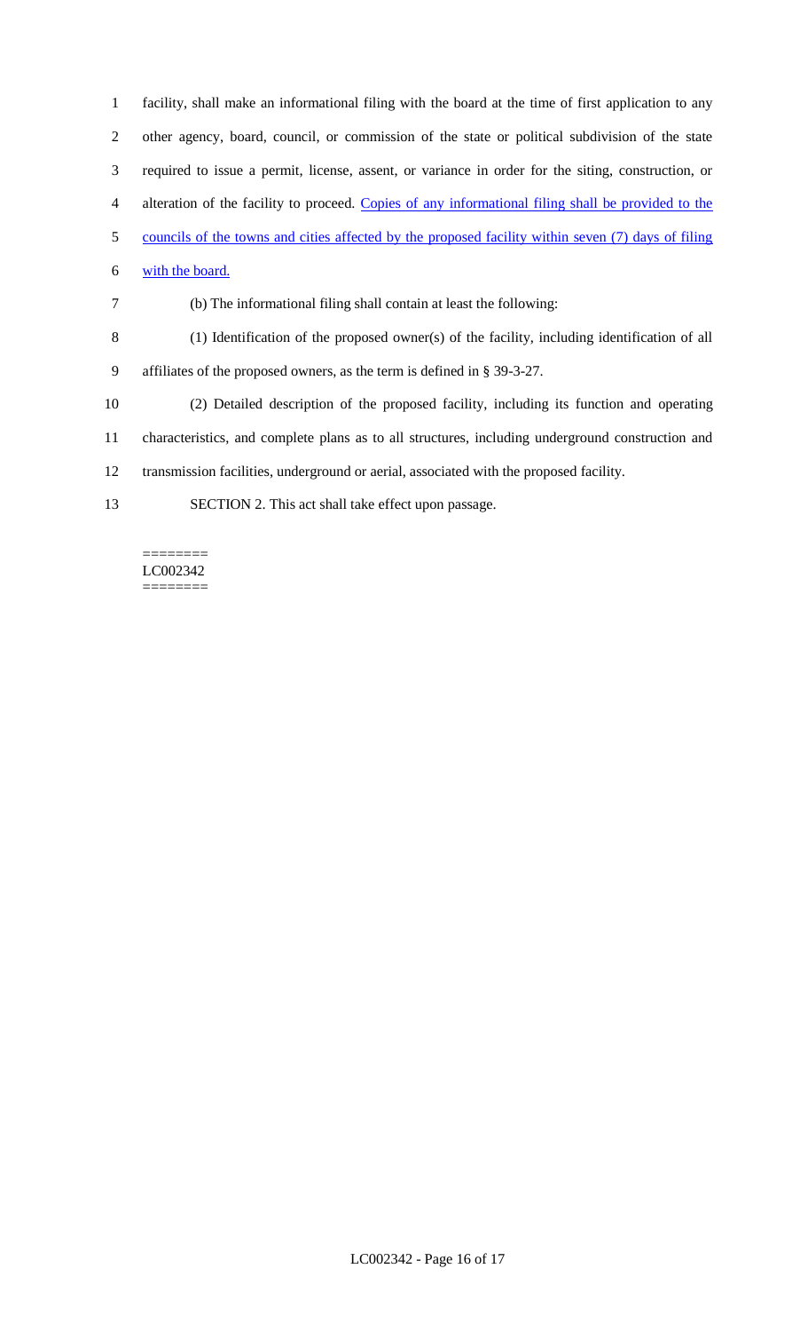facility, shall make an informational filing with the board at the time of first application to any other agency, board, council, or commission of the state or political subdivision of the state required to issue a permit, license, assent, or variance in order for the siting, construction, or alteration of the facility to proceed. <u>Copies of any informational filing shall be provided to the councils of the towns and cities affected by the proposed facility within seven (7) days of filing with the board.</u>

(b) The informational filing shall contain at least the following:

(1) Identification of the proposed owner(s) of the facility, including identification of all affiliates of the proposed owners, as the term is defined in § 39-3-27.

(2) Detailed description of the proposed facility, including its function and operating characteristics, and complete plans as to all structures, including underground construction and transmission facilities, underground or aerial, associated with the proposed facility.

SECTION 2. This act shall take effect upon passage.

========
LC002342
========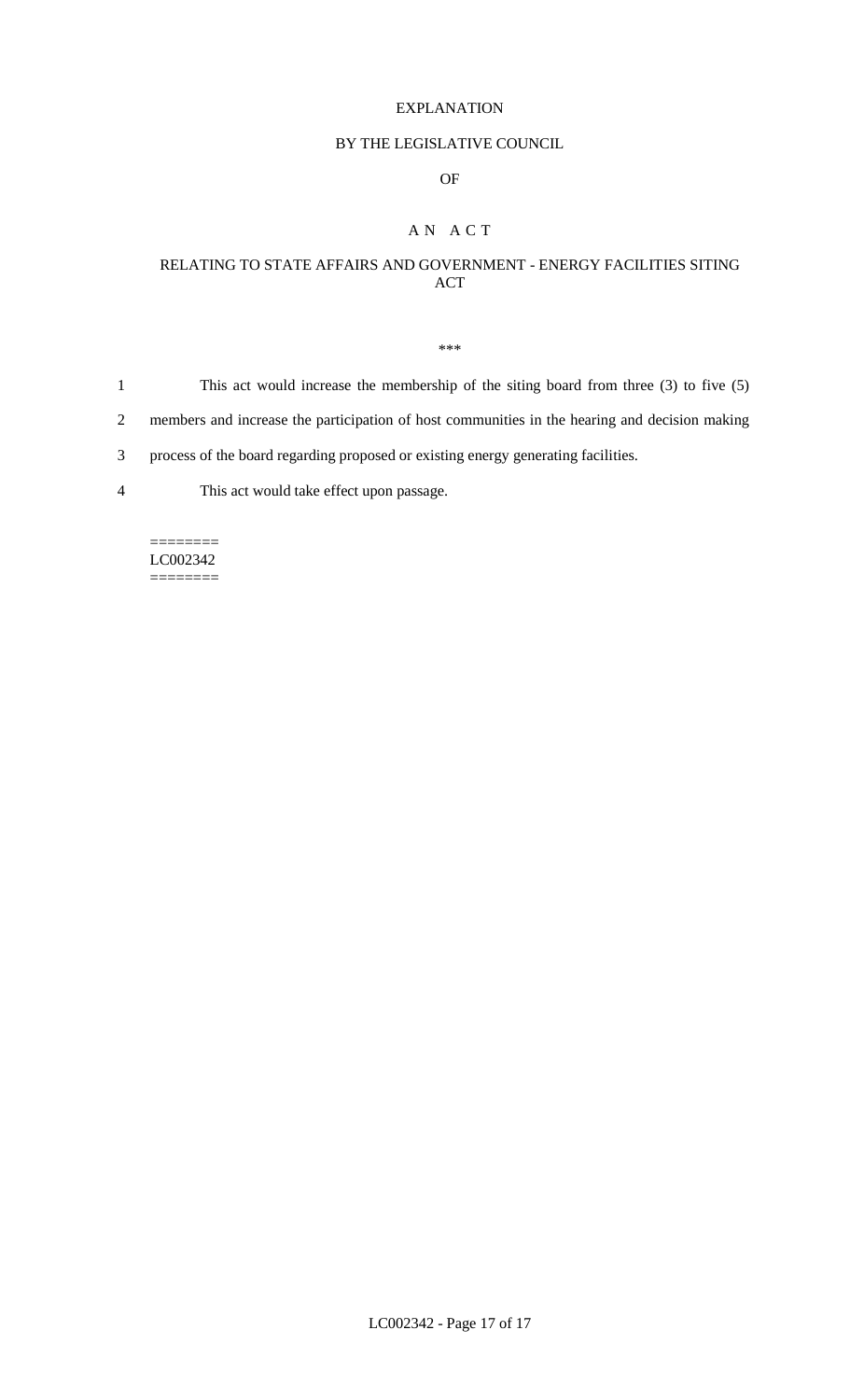EXPLANATION

BY THE LEGISLATIVE COUNCIL

OF

A N A C T

RELATING TO STATE AFFAIRS AND GOVERNMENT - ENERGY FACILITIES SITING ACT

\*\*\*

1 This act would increase the membership of the siting board from three (3) to five (5)
2 members and increase the participation of host communities in the hearing and decision making
3 process of the board regarding proposed or existing energy generating facilities.
4 This act would take effect upon passage.

========
LC002342
========